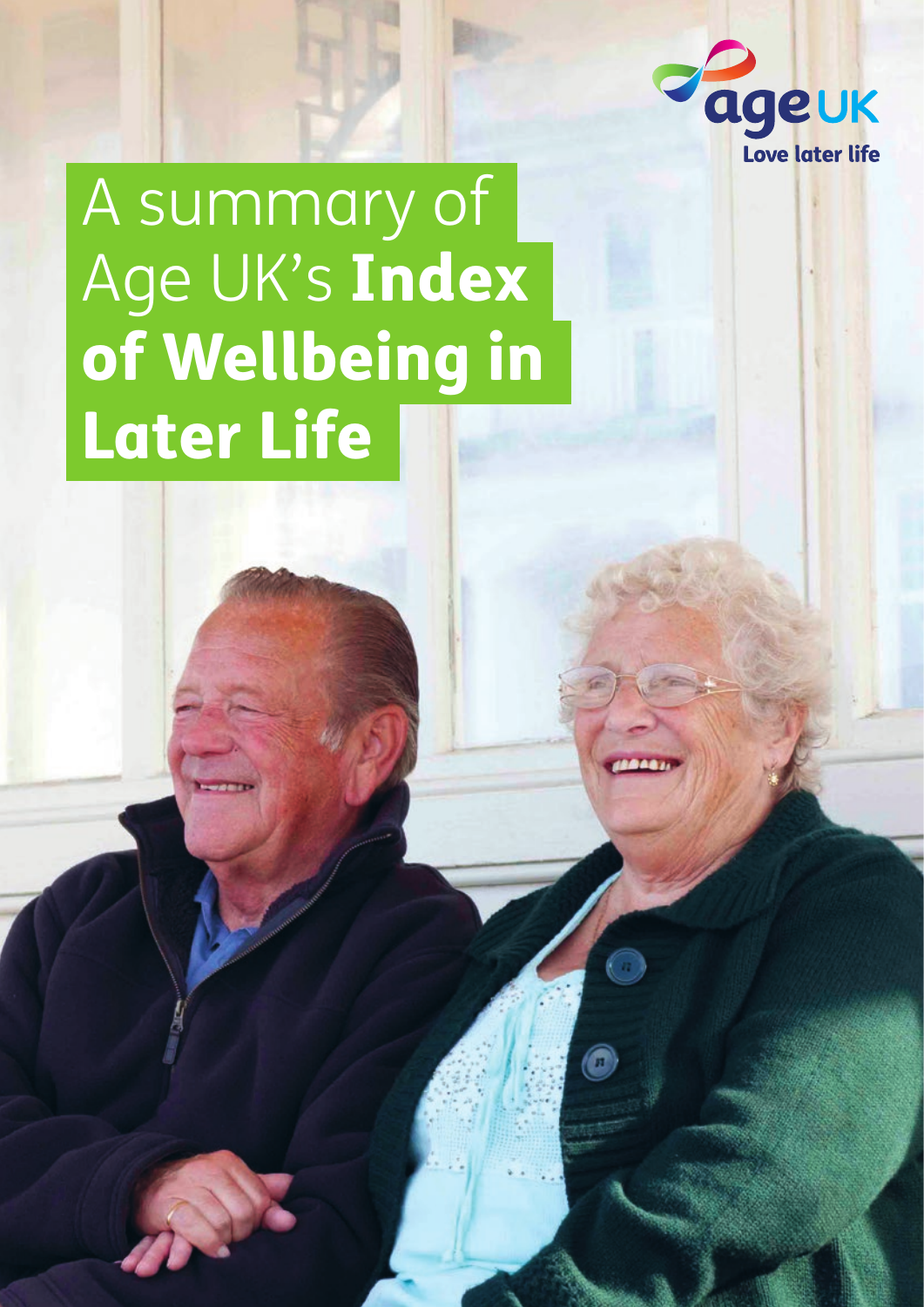# A summary of Age UK's **Index of Wellbeing in Later Life**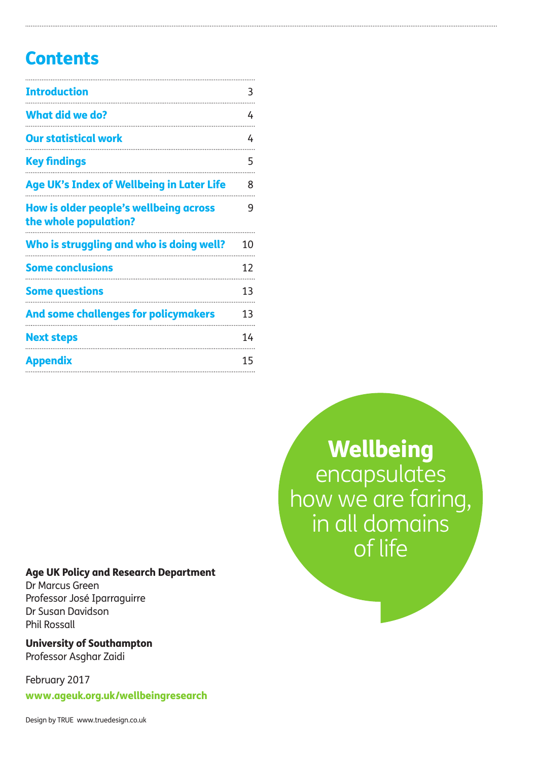# Contents

| | |
|---|---|
| Introduction | 3 |
| What did we do? | 4 |
| Our statistical work | 4 |
| Key findings | 5 |
| Age UK's Index of Wellbeing in Later Life | 8 |
| How is older people's wellbeing across the whole population? | 9 |
| Who is struggling and who is doing well? | 10 |
| Some conclusions | 12 |
| Some questions | 13 |
| And some challenges for policymakers | 13 |
| Next steps | 14 |
| Appendix | 15 |

**Wellbeing** encapsulates how we are faring, in all domains of life

**Age UK Policy and Research Department**
Dr Marcus Green
Professor José Iparraguirre
Dr Susan Davidson
Phil Rossall

**University of Southampton**
Professor Asghar Zaidi

February 2017

**www.ageuk.org.uk/wellbeingresearch**

Design by TRUE www.truedesign.co.uk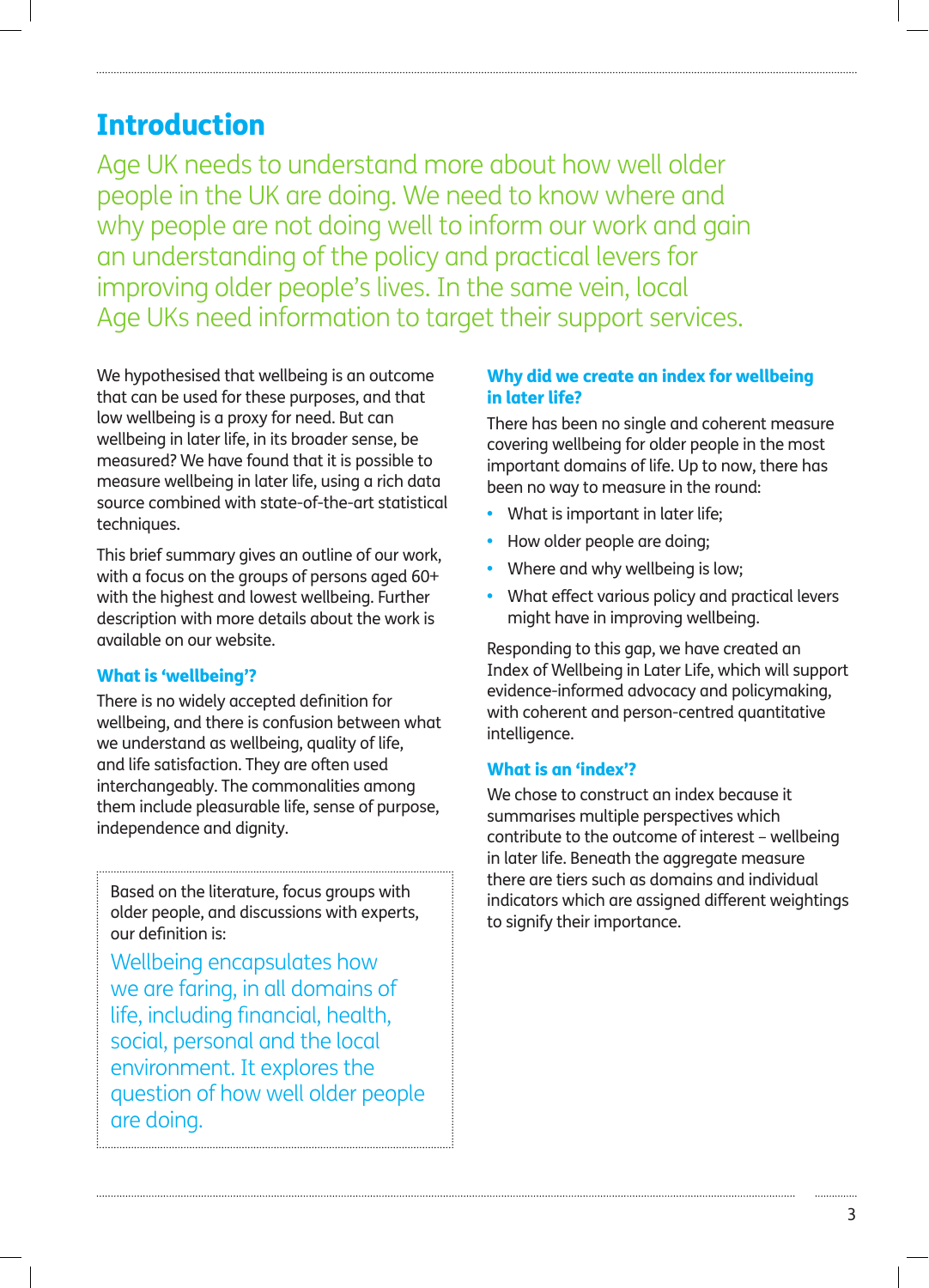# Introduction

Age UK needs to understand more about how well older people in the UK are doing. We need to know where and why people are not doing well to inform our work and gain an understanding of the policy and practical levers for improving older people's lives. In the same vein, local Age UKs need information to target their support services.

We hypothesised that wellbeing is an outcome that can be used for these purposes, and that low wellbeing is a proxy for need. But can wellbeing in later life, in its broader sense, be measured? We have found that it is possible to measure wellbeing in later life, using a rich data source combined with state-of-the-art statistical techniques.

This brief summary gives an outline of our work, with a focus on the groups of persons aged 60+ with the highest and lowest wellbeing. Further description with more details about the work is available on our website.

### What is 'wellbeing'?

There is no widely accepted definition for wellbeing, and there is confusion between what we understand as wellbeing, quality of life, and life satisfaction. They are often used interchangeably. The commonalities among them include pleasurable life, sense of purpose, independence and dignity.

> Based on the literature, focus groups with older people, and discussions with experts, our definition is:
>
> Wellbeing encapsulates how we are faring, in all domains of life, including financial, health, social, personal and the local environment. It explores the question of how well older people are doing.

### Why did we create an index for wellbeing in later life?

There has been no single and coherent measure covering wellbeing for older people in the most important domains of life. Up to now, there has been no way to measure in the round:

- What is important in later life;
- How older people are doing;
- Where and why wellbeing is low;
- What effect various policy and practical levers might have in improving wellbeing.

Responding to this gap, we have created an Index of Wellbeing in Later Life, which will support evidence-informed advocacy and policymaking, with coherent and person-centred quantitative intelligence.

### What is an 'index'?

We chose to construct an index because it summarises multiple perspectives which contribute to the outcome of interest – wellbeing in later life. Beneath the aggregate measure there are tiers such as domains and individual indicators which are assigned different weightings to signify their importance.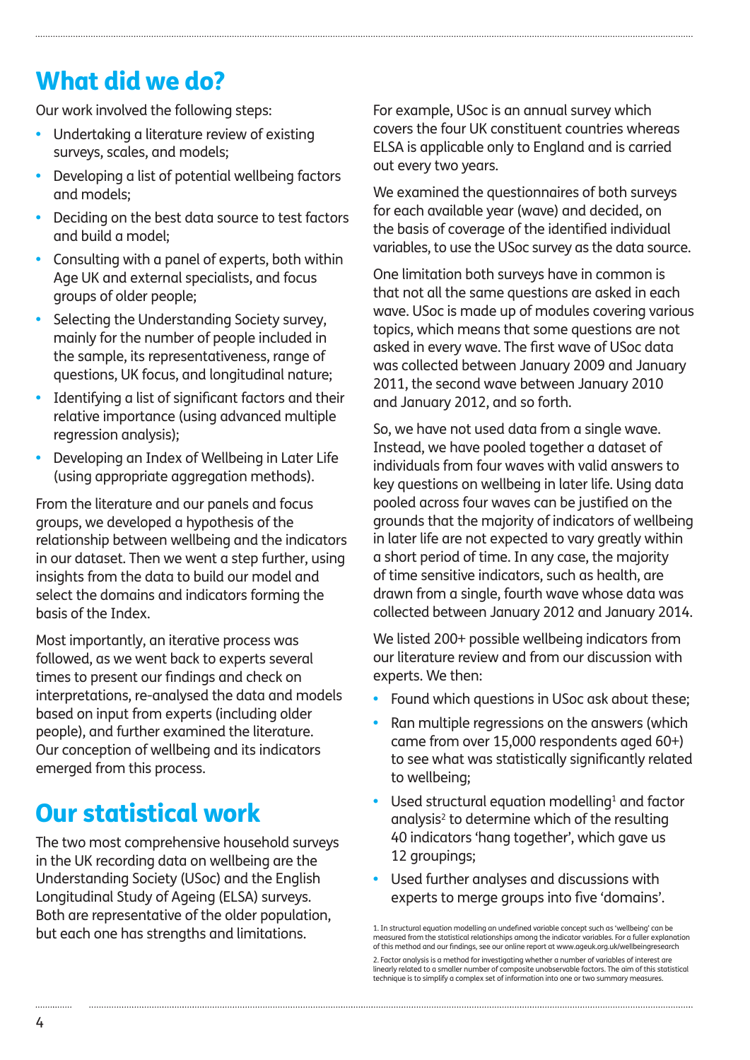## What did we do?

Our work involved the following steps:

- Undertaking a literature review of existing surveys, scales, and models;
- Developing a list of potential wellbeing factors and models;
- Deciding on the best data source to test factors and build a model;
- Consulting with a panel of experts, both within Age UK and external specialists, and focus groups of older people;
- Selecting the Understanding Society survey, mainly for the number of people included in the sample, its representativeness, range of questions, UK focus, and longitudinal nature;
- Identifying a list of significant factors and their relative importance (using advanced multiple regression analysis);
- Developing an Index of Wellbeing in Later Life (using appropriate aggregation methods).

From the literature and our panels and focus groups, we developed a hypothesis of the relationship between wellbeing and the indicators in our dataset. Then we went a step further, using insights from the data to build our model and select the domains and indicators forming the basis of the Index.

Most importantly, an iterative process was followed, as we went back to experts several times to present our findings and check on interpretations, re-analysed the data and models based on input from experts (including older people), and further examined the literature. Our conception of wellbeing and its indicators emerged from this process.

## Our statistical work

The two most comprehensive household surveys in the UK recording data on wellbeing are the Understanding Society (USoc) and the English Longitudinal Study of Ageing (ELSA) surveys. Both are representative of the older population, but each one has strengths and limitations.

For example, USoc is an annual survey which covers the four UK constituent countries whereas ELSA is applicable only to England and is carried out every two years.

We examined the questionnaires of both surveys for each available year (wave) and decided, on the basis of coverage of the identified individual variables, to use the USoc survey as the data source.

One limitation both surveys have in common is that not all the same questions are asked in each wave. USoc is made up of modules covering various topics, which means that some questions are not asked in every wave. The first wave of USoc data was collected between January 2009 and January 2011, the second wave between January 2010 and January 2012, and so forth.

So, we have not used data from a single wave. Instead, we have pooled together a dataset of individuals from four waves with valid answers to key questions on wellbeing in later life. Using data pooled across four waves can be justified on the grounds that the majority of indicators of wellbeing in later life are not expected to vary greatly within a short period of time. In any case, the majority of time sensitive indicators, such as health, are drawn from a single, fourth wave whose data was collected between January 2012 and January 2014.

We listed 200+ possible wellbeing indicators from our literature review and from our discussion with experts. We then:

- Found which questions in USoc ask about these;
- Ran multiple regressions on the answers (which came from over 15,000 respondents aged 60+) to see what was statistically significantly related to wellbeing;
- Used structural equation modelling[1] and factor analysis[2] to determine which of the resulting 40 indicators 'hang together', which gave us 12 groupings;
- Used further analyses and discussions with experts to merge groups into five 'domains'.

1. In structural equation modelling an undefined variable concept such as 'wellbeing' can be measured from the statistical relationships among the indicator variables. For a fuller explanation of this method and our findings, see our online report at www.ageuk.org.uk/wellbeingresearch

2. Factor analysis is a method for investigating whether a number of variables of interest are linearly related to a smaller number of composite unobservable factors. The aim of this statistical technique is to simplify a complex set of information into one or two summary measures.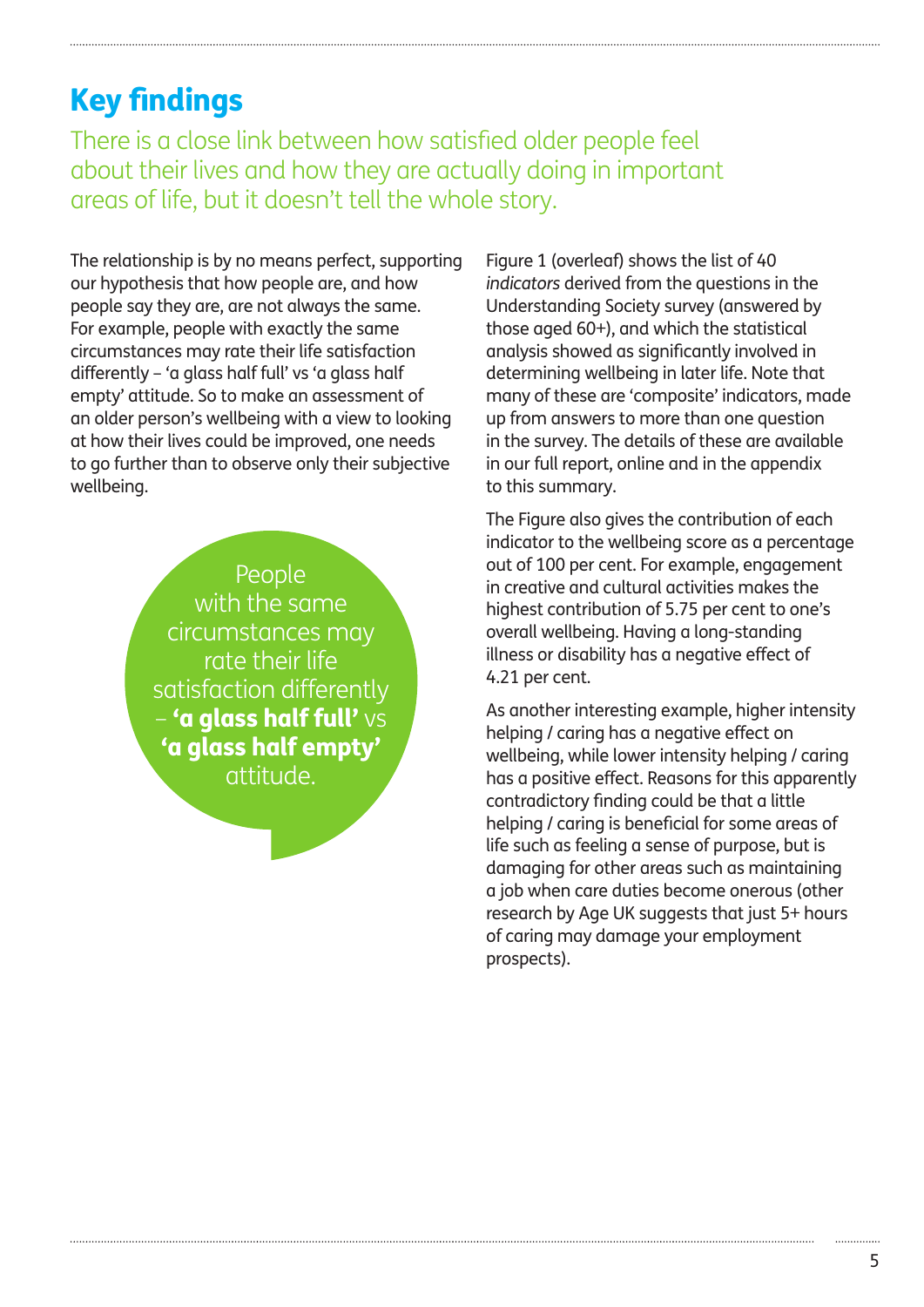## Key findings

There is a close link between how satisfied older people feel about their lives and how they are actually doing in important areas of life, but it doesn't tell the whole story.

The relationship is by no means perfect, supporting our hypothesis that how people are, and how people say they are, are not always the same. For example, people with exactly the same circumstances may rate their life satisfaction differently – 'a glass half full' vs 'a glass half empty' attitude. So to make an assessment of an older person's wellbeing with a view to looking at how their lives could be improved, one needs to go further than to observe only their subjective wellbeing.

> People with the same circumstances may rate their life satisfaction differently – **'a glass half full'** vs **'a glass half empty'** attitude.

Figure 1 (overleaf) shows the list of 40 *indicators* derived from the questions in the Understanding Society survey (answered by those aged 60+), and which the statistical analysis showed as significantly involved in determining wellbeing in later life. Note that many of these are 'composite' indicators, made up from answers to more than one question in the survey. The details of these are available in our full report, online and in the appendix to this summary.

The Figure also gives the contribution of each indicator to the wellbeing score as a percentage out of 100 per cent. For example, engagement in creative and cultural activities makes the highest contribution of 5.75 per cent to one's overall wellbeing. Having a long-standing illness or disability has a negative effect of 4.21 per cent.

As another interesting example, higher intensity helping / caring has a negative effect on wellbeing, while lower intensity helping / caring has a positive effect. Reasons for this apparently contradictory finding could be that a little helping / caring is beneficial for some areas of life such as feeling a sense of purpose, but is damaging for other areas such as maintaining a job when care duties become onerous (other research by Age UK suggests that just 5+ hours of caring may damage your employment prospects).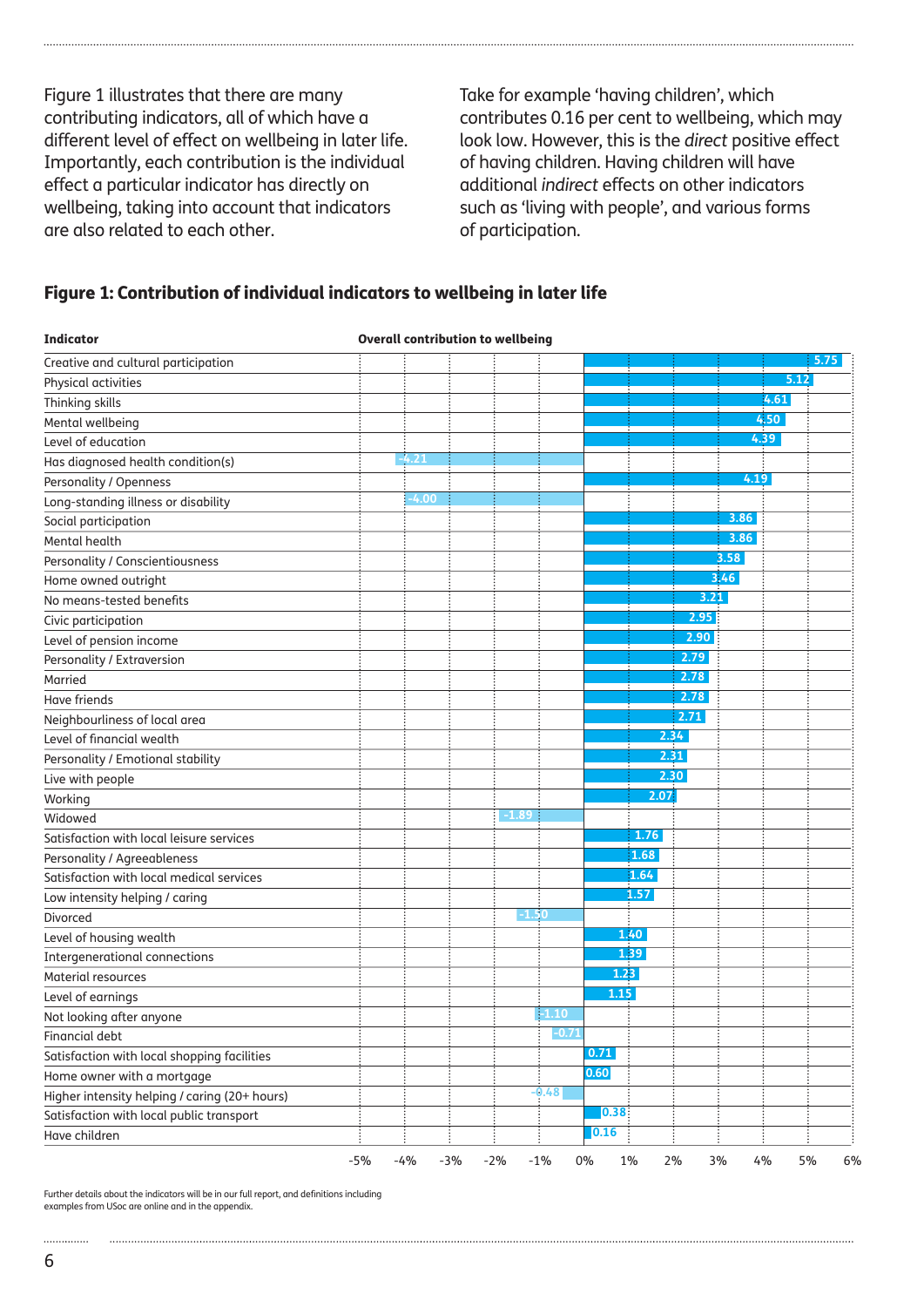Figure 1 illustrates that there are many contributing indicators, all of which have a different level of effect on wellbeing in later life. Importantly, each contribution is the individual effect a particular indicator has directly on wellbeing, taking into account that indicators are also related to each other.

Take for example 'having children', which contributes 0.16 per cent to wellbeing, which may look low. However, this is the *direct* positive effect of having children. Having children will have additional *indirect* effects on other indicators such as 'living with people', and various forms of participation.

## Figure 1: Contribution of individual indicators to wellbeing in later life

| Indicator | Overall contribution to wellbeing |
|---|---|
| Creative and cultural participation | 5.75 |
| Physical activities | 5.12 |
| Thinking skills | 4.61 |
| Mental wellbeing | 4.50 |
| Level of education | 4.39 |
| Has diagnosed health condition(s) | -4.21 |
| Personality / Openness | 4.19 |
| Long-standing illness or disability | -4.00 |
| Social participation | 3.86 |
| Mental health | 3.86 |
| Personality / Conscientiousness | 3.58 |
| Home owned outright | 3.46 |
| No means-tested benefits | 3.21 |
| Civic participation | 2.95 |
| Level of pension income | 2.90 |
| Personality / Extraversion | 2.79 |
| Married | 2.78 |
| Have friends | 2.78 |
| Neighbourliness of local area | 2.71 |
| Level of financial wealth | 2.34 |
| Personality / Emotional stability | 2.31 |
| Live with people | 2.30 |
| Working | 2.07 |
| Widowed | -1.89 |
| Satisfaction with local leisure services | 1.76 |
| Personality / Agreeableness | 1.68 |
| Satisfaction with local medical services | 1.64 |
| Low intensity helping / caring | 1.57 |
| Divorced | -1.50 |
| Level of housing wealth | 1.40 |
| Intergenerational connections | 1.39 |
| Material resources | 1.23 |
| Level of earnings | 1.15 |
| Not looking after anyone | -1.10 |
| Financial debt | -0.71 |
| Satisfaction with local shopping facilities | 0.71 |
| Home owner with a mortgage | 0.60 |
| Higher intensity helping / caring (20+ hours) | -0.48 |
| Satisfaction with local public transport | 0.38 |
| Have children | 0.16 |

Further details about the indicators will be in our full report, and definitions including examples from USoc are online and in the appendix.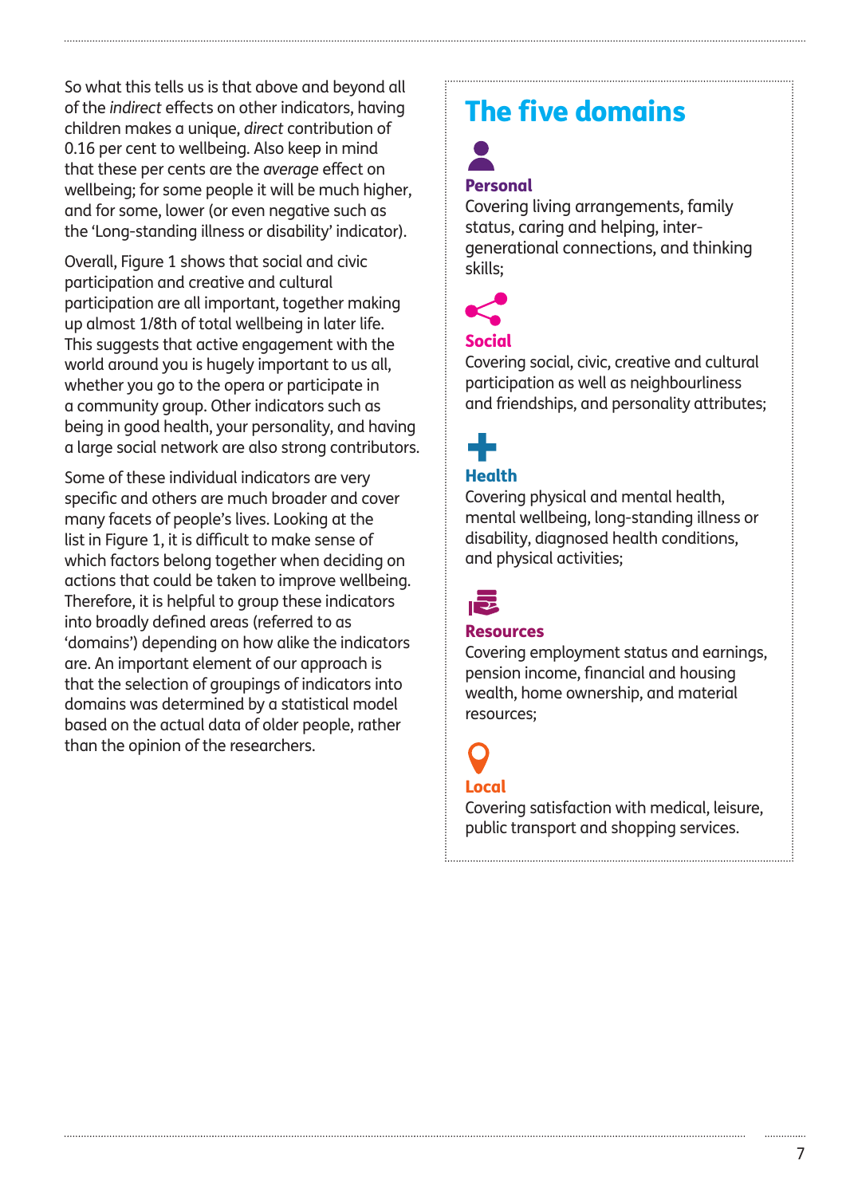So what this tells us is that above and beyond all of the *indirect* effects on other indicators, having children makes a unique, *direct* contribution of 0.16 per cent to wellbeing. Also keep in mind that these per cents are the *average* effect on wellbeing; for some people it will be much higher, and for some, lower (or even negative such as the 'Long-standing illness or disability' indicator).

Overall, Figure 1 shows that social and civic participation and creative and cultural participation are all important, together making up almost 1/8th of total wellbeing in later life. This suggests that active engagement with the world around you is hugely important to us all, whether you go to the opera or participate in a community group. Other indicators such as being in good health, your personality, and having a large social network are also strong contributors.

Some of these individual indicators are very specific and others are much broader and cover many facets of people's lives. Looking at the list in Figure 1, it is difficult to make sense of which factors belong together when deciding on actions that could be taken to improve wellbeing. Therefore, it is helpful to group these indicators into broadly defined areas (referred to as 'domains') depending on how alike the indicators are. An important element of our approach is that the selection of groupings of indicators into domains was determined by a statistical model based on the actual data of older people, rather than the opinion of the researchers.

## The five domains

### Personal

Covering living arrangements, family status, caring and helping, inter-generational connections, and thinking skills;

### Social

Covering social, civic, creative and cultural participation as well as neighbourliness and friendships, and personality attributes;

### Health

Covering physical and mental health, mental wellbeing, long-standing illness or disability, diagnosed health conditions, and physical activities;

### Resources

Covering employment status and earnings, pension income, financial and housing wealth, home ownership, and material resources;

### Local

Covering satisfaction with medical, leisure, public transport and shopping services.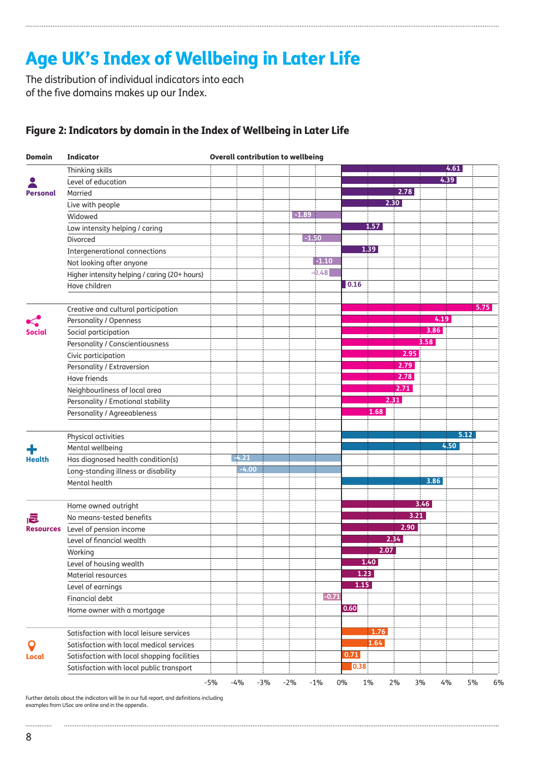# Age UK's Index of Wellbeing in Later Life

The distribution of individual indicators into each of the five domains makes up our Index.

### Figure 2: Indicators by domain in the Index of Wellbeing in Later Life

| Domain | Indicator | Overall contribution to wellbeing |
|---|---|---|
| Personal | Thinking skills | 4.61 |
| | Level of education | 4.39 |
| | Married | 2.78 |
| | Live with people | 2.30 |
| | Widowed | -1.89 |
| | Low intensity helping / caring | 1.57 |
| | Divorced | -1.50 |
| | Intergenerational connections | 1.39 |
| | Not looking after anyone | -1.10 |
| | Higher intensity helping / caring (20+ hours) | -0.48 |
| | Have children | 0.16 |
| Social | Creative and cultural participation | 5.75 |
| | Personality / Openness | 4.19 |
| | Social participation | 3.86 |
| | Personality / Conscientiousness | 3.58 |
| | Civic participation | 2.95 |
| | Personality / Extraversion | 2.79 |
| | Have friends | 2.78 |
| | Neighbourliness of local area | 2.71 |
| | Personality / Emotional stability | 2.31 |
| | Personality / Agreeableness | 1.68 |
| Health | Physical activities | 5.12 |
| | Mental wellbeing | 4.50 |
| | Has diagnosed health condition(s) | -4.21 |
| | Long-standing illness or disability | -4.00 |
| | Mental health | 3.86 |
| Resources | Home owned outright | 3.46 |
| | No means-tested benefits | 3.21 |
| | Level of pension income | 2.90 |
| | Level of financial wealth | 2.34 |
| | Working | 2.07 |
| | Level of housing wealth | 1.40 |
| | Material resources | 1.23 |
| | Level of earnings | 1.15 |
| | Financial debt | -0.71 |
| | Home owner with a mortgage | 0.60 |
| Local | Satisfaction with local leisure services | 1.76 |
| | Satisfaction with local medical services | 1.64 |
| | Satisfaction with local shopping facilities | 0.71 |
| | Satisfaction with local public transport | 0.38 |

Further details about the indicators will be in our full report, and definitions including examples from USoc are online and in the appendix.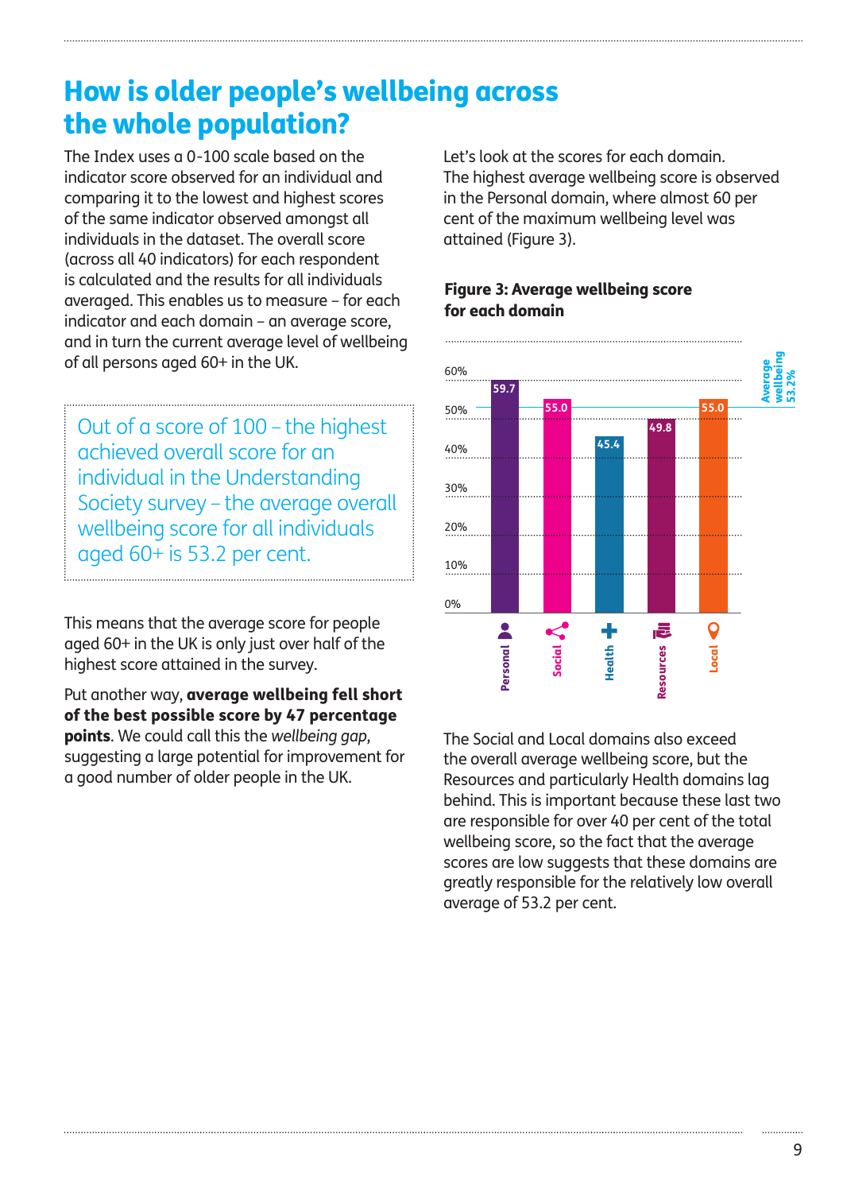# How is older people's wellbeing across the whole population?

The Index uses a 0-100 scale based on the indicator score observed for an individual and comparing it to the lowest and highest scores of the same indicator observed amongst all individuals in the dataset. The overall score (across all 40 indicators) for each respondent is calculated and the results for all individuals averaged. This enables us to measure – for each indicator and each domain – an average score, and in turn the current average level of wellbeing of all persons aged 60+ in the UK.

> Out of a score of 100 – the highest achieved overall score for an individual in the Understanding Society survey – the average overall wellbeing score for all individuals aged 60+ is 53.2 per cent.

This means that the average score for people aged 60+ in the UK is only just over half of the highest score attained in the survey.

Put another way, **average wellbeing fell short of the best possible score by 47 percentage points**. We could call this the *wellbeing gap*, suggesting a large potential for improvement for a good number of older people in the UK.

Let's look at the scores for each domain. The highest average wellbeing score is observed in the Personal domain, where almost 60 per cent of the maximum wellbeing level was attained (Figure 3).

**Figure 3: Average wellbeing score for each domain**

| Domain | Average wellbeing score |
|---|---|
| Personal | 59.7 |
| Social | 55.0 |
| Health | 45.4 |
| Resources | 49.8 |
| Local | 55.0 |

Average wellbeing 53.2%

The Social and Local domains also exceed the overall average wellbeing score, but the Resources and particularly Health domains lag behind. This is important because these last two are responsible for over 40 per cent of the total wellbeing score, so the fact that the average scores are low suggests that these domains are greatly responsible for the relatively low overall average of 53.2 per cent.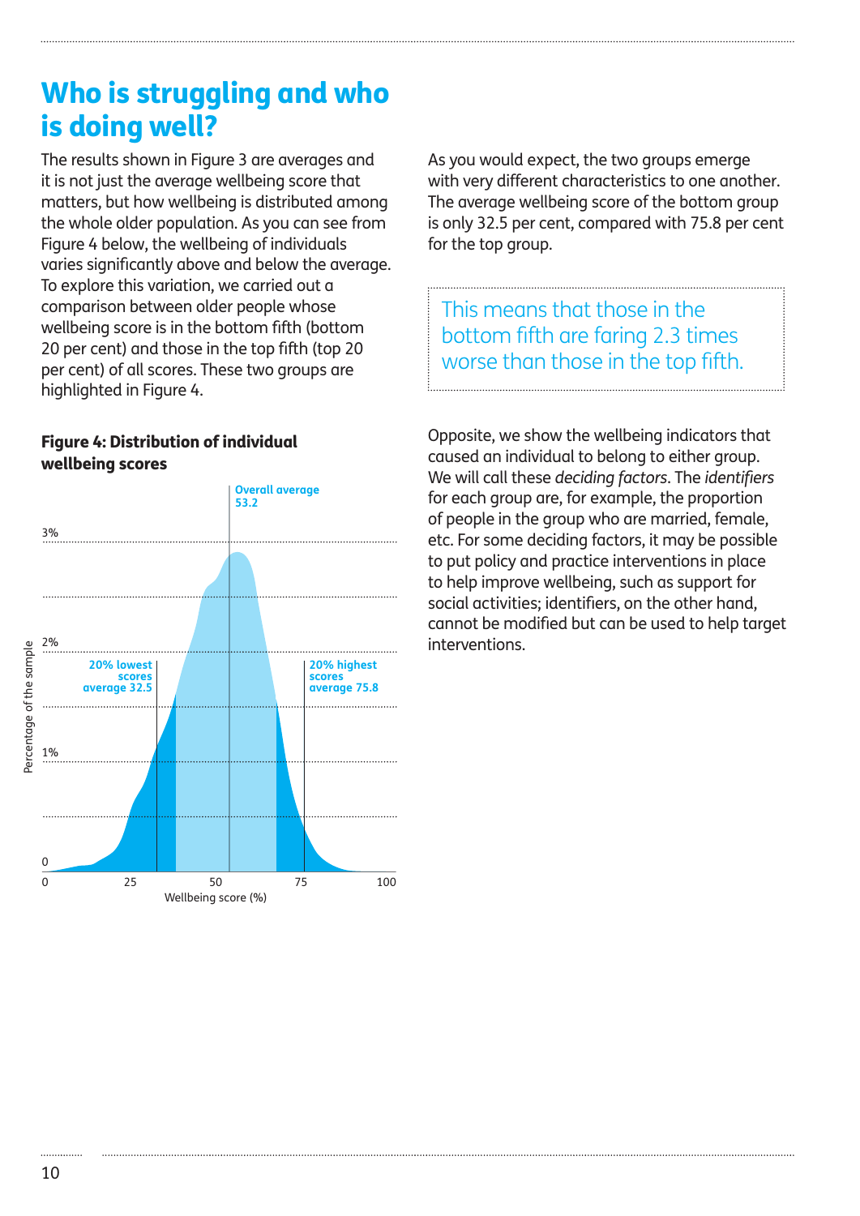# Who is struggling and who is doing well?

The results shown in Figure 3 are averages and it is not just the average wellbeing score that matters, but how wellbeing is distributed among the whole older population. As you can see from Figure 4 below, the wellbeing of individuals varies significantly above and below the average. To explore this variation, we carried out a comparison between older people whose wellbeing score is in the bottom fifth (bottom 20 per cent) and those in the top fifth (top 20 per cent) of all scores. These two groups are highlighted in Figure 4.

**Figure 4: Distribution of individual wellbeing scores**

As you would expect, the two groups emerge with very different characteristics to one another. The average wellbeing score of the bottom group is only 32.5 per cent, compared with 75.8 per cent for the top group.

> This means that those in the bottom fifth are faring 2.3 times worse than those in the top fifth.

Opposite, we show the wellbeing indicators that caused an individual to belong to either group. We will call these *deciding factors*. The *identifiers* for each group are, for example, the proportion of people in the group who are married, female, etc. For some deciding factors, it may be possible to put policy and practice interventions in place to help improve wellbeing, such as support for social activities; identifiers, on the other hand, cannot be modified but can be used to help target interventions.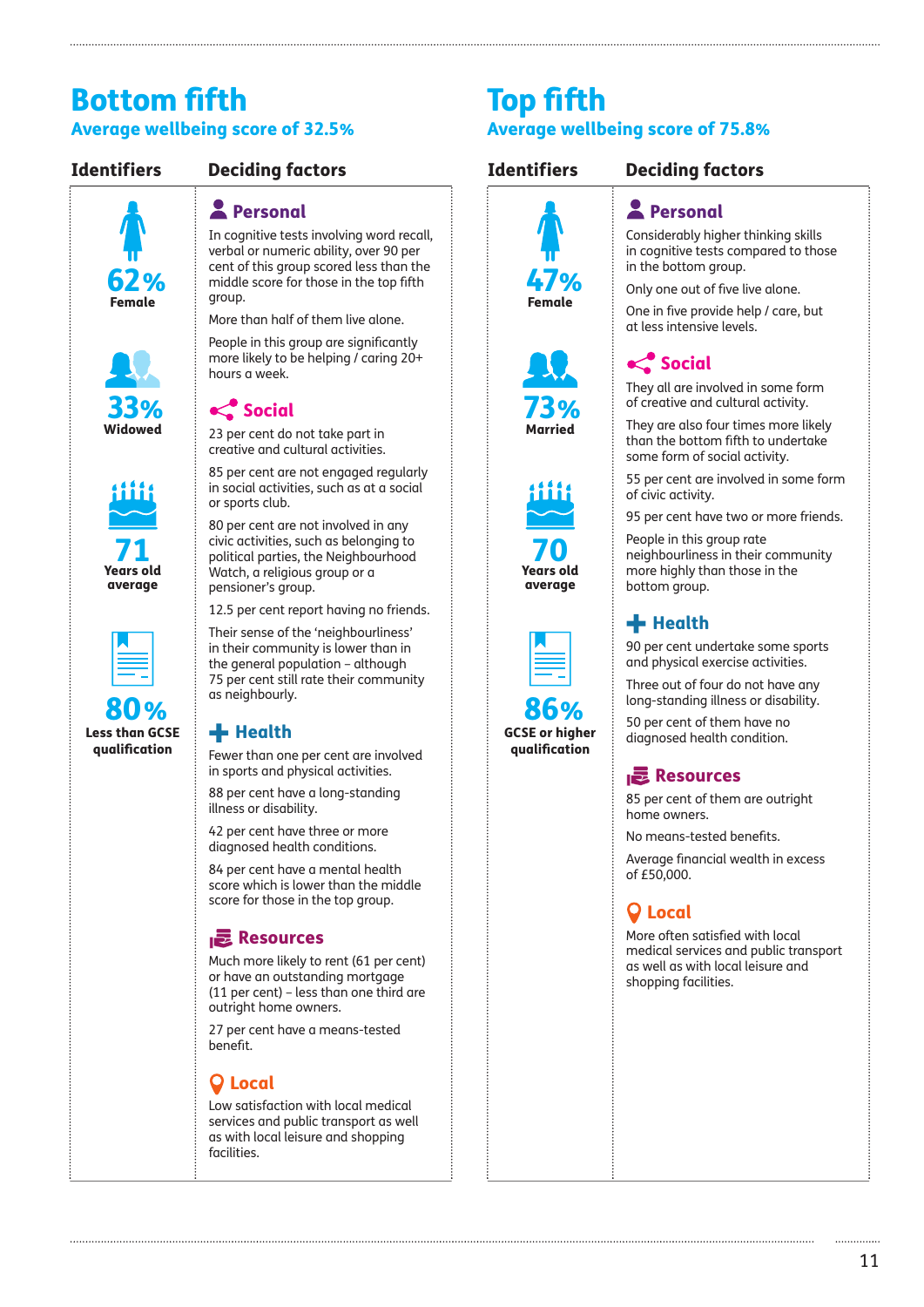## Bottom fifth

### Average wellbeing score of 32.5%

**Identifiers**

- **62%** Female
- **33%** Widowed
- **71** Years old average
- **80%** Less than GCSE qualification

**Deciding factors**

#### Personal

In cognitive tests involving word recall, verbal or numeric ability, over 90 per cent of this group scored less than the middle score for those in the top fifth group.

More than half of them live alone.

People in this group are significantly more likely to be helping / caring 20+ hours a week.

#### Social

23 per cent do not take part in creative and cultural activities.

85 per cent are not engaged regularly in social activities, such as at a social or sports club.

80 per cent are not involved in any civic activities, such as belonging to political parties, the Neighbourhood Watch, a religious group or a pensioner's group.

12.5 per cent report having no friends.

Their sense of the 'neighbourliness' in their community is lower than in the general population – although 75 per cent still rate their community as neighbourly.

#### Health

Fewer than one per cent are involved in sports and physical activities.

88 per cent have a long-standing illness or disability.

42 per cent have three or more diagnosed health conditions.

84 per cent have a mental health score which is lower than the middle score for those in the top group.

#### Resources

Much more likely to rent (61 per cent) or have an outstanding mortgage (11 per cent) – less than one third are outright home owners.

27 per cent have a means-tested benefit.

#### Local

Low satisfaction with local medical services and public transport as well as with local leisure and shopping facilities.

## Top fifth

### Average wellbeing score of 75.8%

**Identifiers**

- **47%** Female
- **73%** Married
- **70** Years old average
- **86%** GCSE or higher qualification

**Deciding factors**

#### Personal

Considerably higher thinking skills in cognitive tests compared to those in the bottom group.

Only one out of five live alone.

One in five provide help / care, but at less intensive levels.

#### Social

They all are involved in some form of creative and cultural activity.

They are also four times more likely than the bottom fifth to undertake some form of social activity.

55 per cent are involved in some form of civic activity.

95 per cent have two or more friends.

People in this group rate neighbourliness in their community more highly than those in the bottom group.

#### Health

90 per cent undertake some sports and physical exercise activities.

Three out of four do not have any long-standing illness or disability.

50 per cent of them have no diagnosed health condition.

#### Resources

85 per cent of them are outright home owners.

No means-tested benefits.

Average financial wealth in excess of £50,000.

#### Local

More often satisfied with local medical services and public transport as well as with local leisure and shopping facilities.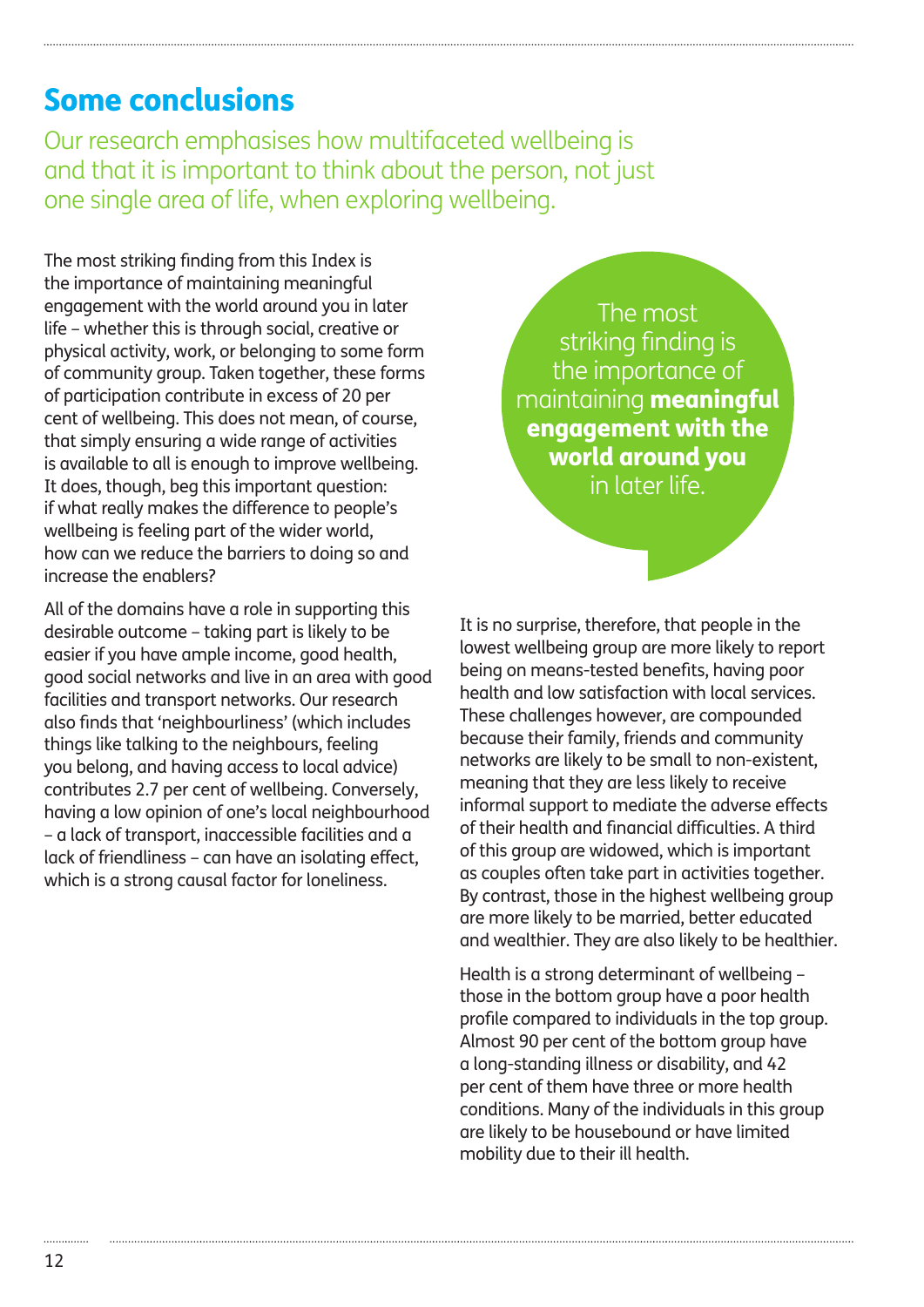## Some conclusions

Our research emphasises how multifaceted wellbeing is and that it is important to think about the person, not just one single area of life, when exploring wellbeing.

The most striking finding from this Index is the importance of maintaining meaningful engagement with the world around you in later life – whether this is through social, creative or physical activity, work, or belonging to some form of community group. Taken together, these forms of participation contribute in excess of 20 per cent of wellbeing. This does not mean, of course, that simply ensuring a wide range of activities is available to all is enough to improve wellbeing. It does, though, beg this important question: if what really makes the difference to people's wellbeing is feeling part of the wider world, how can we reduce the barriers to doing so and increase the enablers?

All of the domains have a role in supporting this desirable outcome – taking part is likely to be easier if you have ample income, good health, good social networks and live in an area with good facilities and transport networks. Our research also finds that 'neighbourliness' (which includes things like talking to the neighbours, feeling you belong, and having access to local advice) contributes 2.7 per cent of wellbeing. Conversely, having a low opinion of one's local neighbourhood – a lack of transport, inaccessible facilities and a lack of friendliness – can have an isolating effect, which is a strong causal factor for loneliness.

> The most striking finding is the importance of maintaining **meaningful engagement with the world around you** in later life.

It is no surprise, therefore, that people in the lowest wellbeing group are more likely to report being on means-tested benefits, having poor health and low satisfaction with local services. These challenges however, are compounded because their family, friends and community networks are likely to be small to non-existent, meaning that they are less likely to receive informal support to mediate the adverse effects of their health and financial difficulties. A third of this group are widowed, which is important as couples often take part in activities together. By contrast, those in the highest wellbeing group are more likely to be married, better educated and wealthier. They are also likely to be healthier.

Health is a strong determinant of wellbeing – those in the bottom group have a poor health profile compared to individuals in the top group. Almost 90 per cent of the bottom group have a long-standing illness or disability, and 42 per cent of them have three or more health conditions. Many of the individuals in this group are likely to be housebound or have limited mobility due to their ill health.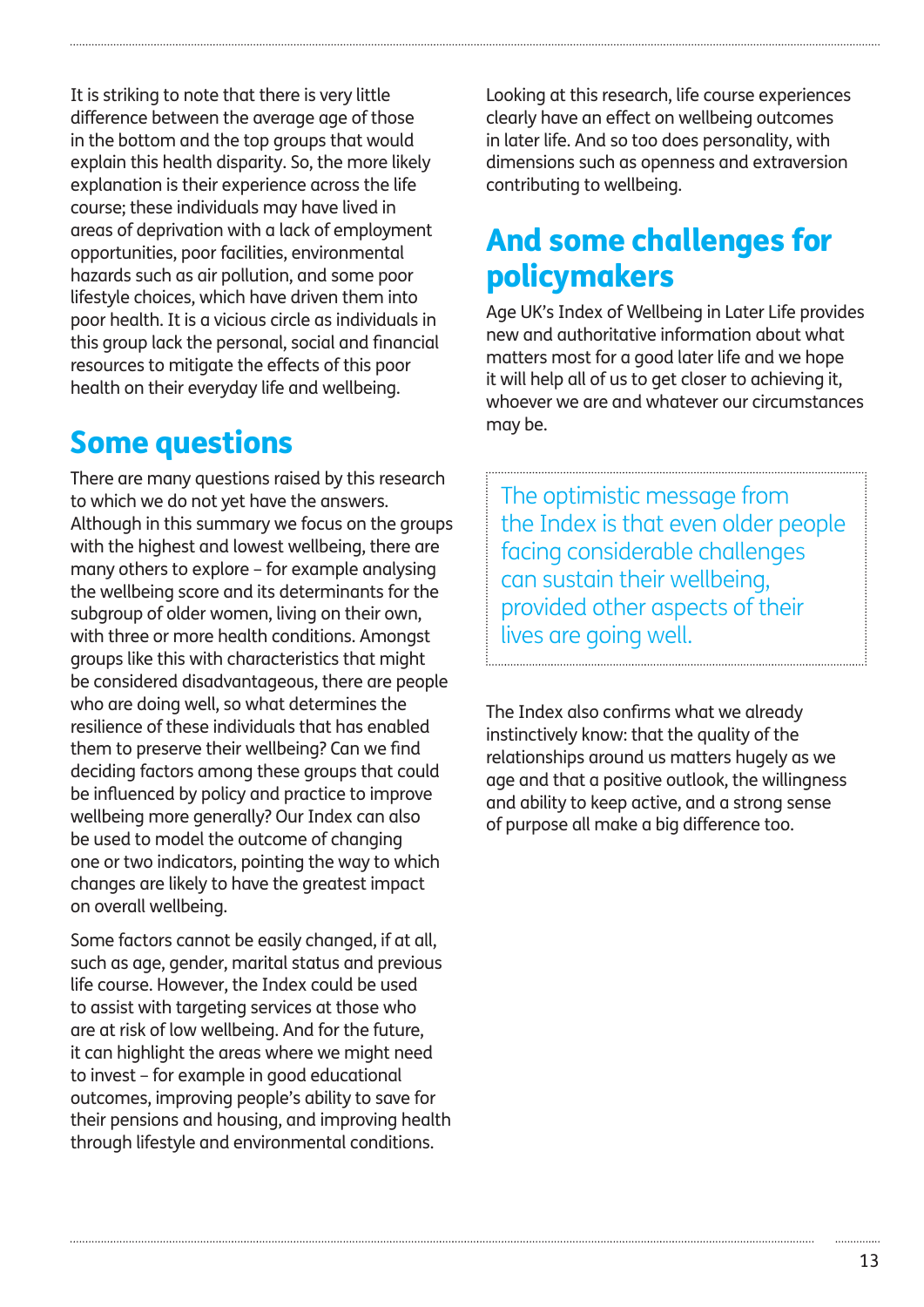It is striking to note that there is very little difference between the average age of those in the bottom and the top groups that would explain this health disparity. So, the more likely explanation is their experience across the life course; these individuals may have lived in areas of deprivation with a lack of employment opportunities, poor facilities, environmental hazards such as air pollution, and some poor lifestyle choices, which have driven them into poor health. It is a vicious circle as individuals in this group lack the personal, social and financial resources to mitigate the effects of this poor health on their everyday life and wellbeing.

## Some questions

There are many questions raised by this research to which we do not yet have the answers. Although in this summary we focus on the groups with the highest and lowest wellbeing, there are many others to explore – for example analysing the wellbeing score and its determinants for the subgroup of older women, living on their own, with three or more health conditions. Amongst groups like this with characteristics that might be considered disadvantageous, there are people who are doing well, so what determines the resilience of these individuals that has enabled them to preserve their wellbeing? Can we find deciding factors among these groups that could be influenced by policy and practice to improve wellbeing more generally? Our Index can also be used to model the outcome of changing one or two indicators, pointing the way to which changes are likely to have the greatest impact on overall wellbeing.

Some factors cannot be easily changed, if at all, such as age, gender, marital status and previous life course. However, the Index could be used to assist with targeting services at those who are at risk of low wellbeing. And for the future, it can highlight the areas where we might need to invest – for example in good educational outcomes, improving people's ability to save for their pensions and housing, and improving health through lifestyle and environmental conditions.

Looking at this research, life course experiences clearly have an effect on wellbeing outcomes in later life. And so too does personality, with dimensions such as openness and extraversion contributing to wellbeing.

## And some challenges for policymakers

Age UK's Index of Wellbeing in Later Life provides new and authoritative information about what matters most for a good later life and we hope it will help all of us to get closer to achieving it, whoever we are and whatever our circumstances may be.

> The optimistic message from the Index is that even older people facing considerable challenges can sustain their wellbeing, provided other aspects of their lives are going well.

The Index also confirms what we already instinctively know: that the quality of the relationships around us matters hugely as we age and that a positive outlook, the willingness and ability to keep active, and a strong sense of purpose all make a big difference too.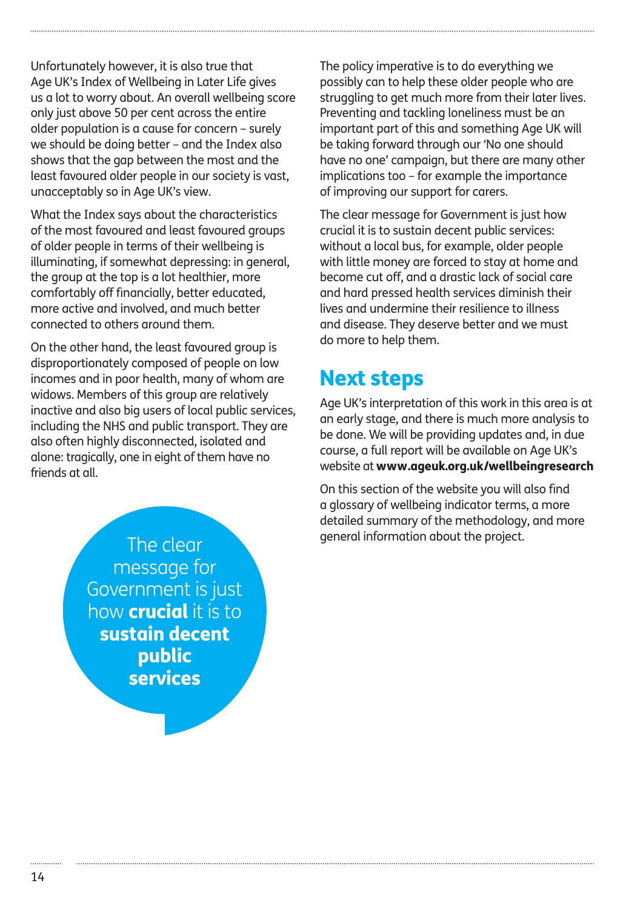Unfortunately however, it is also true that Age UK's Index of Wellbeing in Later Life gives us a lot to worry about. An overall wellbeing score only just above 50 per cent across the entire older population is a cause for concern – surely we should be doing better – and the Index also shows that the gap between the most and the least favoured older people in our society is vast, unacceptably so in Age UK's view.

What the Index says about the characteristics of the most favoured and least favoured groups of older people in terms of their wellbeing is illuminating, if somewhat depressing: in general, the group at the top is a lot healthier, more comfortably off financially, better educated, more active and involved, and much better connected to others around them.

On the other hand, the least favoured group is disproportionately composed of people on low incomes and in poor health, many of whom are widows. Members of this group are relatively inactive and also big users of local public services, including the NHS and public transport. They are also often highly disconnected, isolated and alone: tragically, one in eight of them have no friends at all.

The clear message for Government is just how **crucial** it is to **sustain decent public services**

The policy imperative is to do everything we possibly can to help these older people who are struggling to get much more from their later lives. Preventing and tackling loneliness must be an important part of this and something Age UK will be taking forward through our 'No one should have no one' campaign, but there are many other implications too – for example the importance of improving our support for carers.

The clear message for Government is just how crucial it is to sustain decent public services: without a local bus, for example, older people with little money are forced to stay at home and become cut off, and a drastic lack of social care and hard pressed health services diminish their lives and undermine their resilience to illness and disease. They deserve better and we must do more to help them.

## Next steps

Age UK's interpretation of this work in this area is at an early stage, and there is much more analysis to be done. We will be providing updates and, in due course, a full report will be available on Age UK's website at **www.ageuk.org.uk/wellbeingresearch**

On this section of the website you will also find a glossary of wellbeing indicator terms, a more detailed summary of the methodology, and more general information about the project.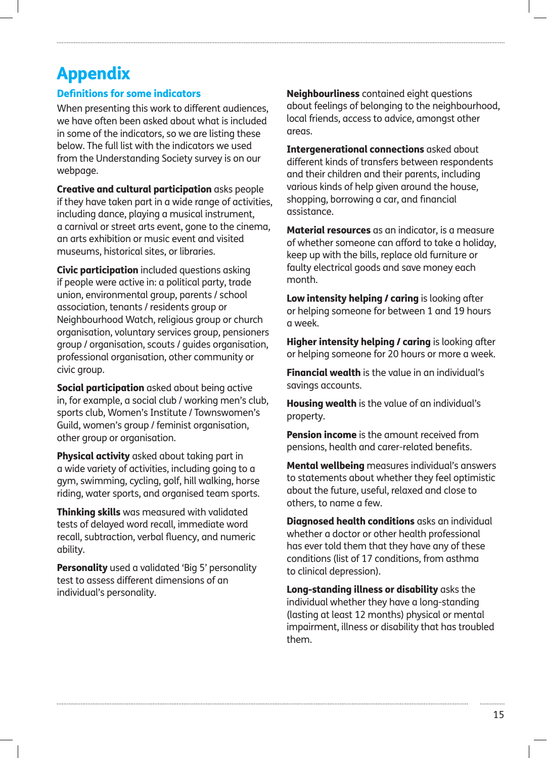# Appendix

## Definitions for some indicators

When presenting this work to different audiences, we have often been asked about what is included in some of the indicators, so we are listing these below. The full list with the indicators we used from the Understanding Society survey is on our webpage.

**Creative and cultural participation** asks people if they have taken part in a wide range of activities, including dance, playing a musical instrument, a carnival or street arts event, gone to the cinema, an arts exhibition or music event and visited museums, historical sites, or libraries.

**Civic participation** included questions asking if people were active in: a political party, trade union, environmental group, parents / school association, tenants / residents group or Neighbourhood Watch, religious group or church organisation, voluntary services group, pensioners group / organisation, scouts / guides organisation, professional organisation, other community or civic group.

**Social participation** asked about being active in, for example, a social club / working men's club, sports club, Women's Institute / Townswomen's Guild, women's group / feminist organisation, other group or organisation.

**Physical activity** asked about taking part in a wide variety of activities, including going to a gym, swimming, cycling, golf, hill walking, horse riding, water sports, and organised team sports.

**Thinking skills** was measured with validated tests of delayed word recall, immediate word recall, subtraction, verbal fluency, and numeric ability.

**Personality** used a validated 'Big 5' personality test to assess different dimensions of an individual's personality.

**Neighbourliness** contained eight questions about feelings of belonging to the neighbourhood, local friends, access to advice, amongst other areas.

**Intergenerational connections** asked about different kinds of transfers between respondents and their children and their parents, including various kinds of help given around the house, shopping, borrowing a car, and financial assistance.

**Material resources** as an indicator, is a measure of whether someone can afford to take a holiday, keep up with the bills, replace old furniture or faulty electrical goods and save money each month.

**Low intensity helping / caring** is looking after or helping someone for between 1 and 19 hours a week.

**Higher intensity helping / caring** is looking after or helping someone for 20 hours or more a week.

**Financial wealth** is the value in an individual's savings accounts.

**Housing wealth** is the value of an individual's property.

**Pension income** is the amount received from pensions, health and carer-related benefits.

**Mental wellbeing** measures individual's answers to statements about whether they feel optimistic about the future, useful, relaxed and close to others, to name a few.

**Diagnosed health conditions** asks an individual whether a doctor or other health professional has ever told them that they have any of these conditions (list of 17 conditions, from asthma to clinical depression).

**Long-standing illness or disability** asks the individual whether they have a long-standing (lasting at least 12 months) physical or mental impairment, illness or disability that has troubled them.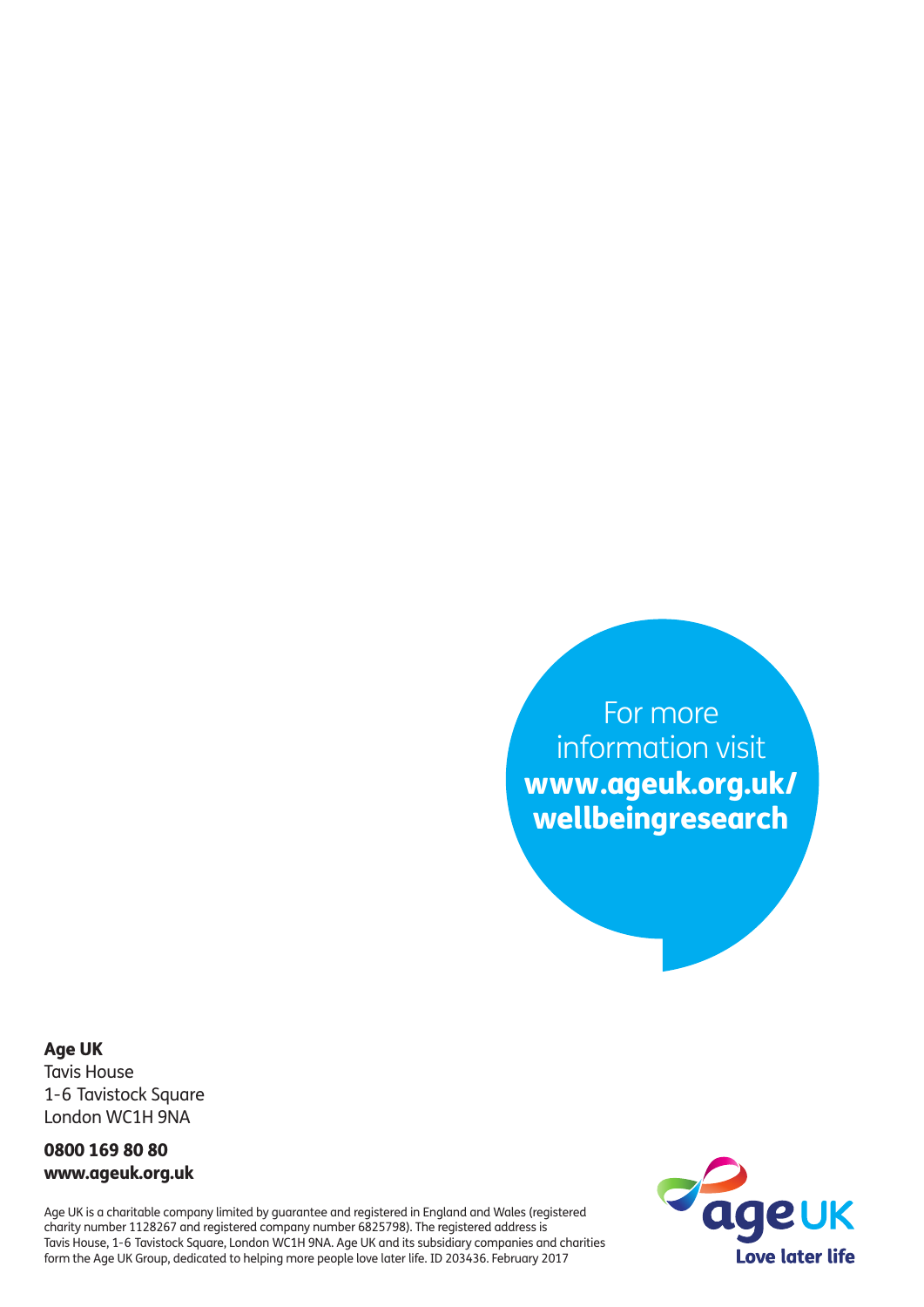For more information visit **www.ageuk.org.uk/wellbeingresearch**

**Age UK**
Tavis House
1-6 Tavistock Square
London WC1H 9NA

**0800 169 80 80**
**www.ageuk.org.uk**

Age UK is a charitable company limited by guarantee and registered in England and Wales (registered charity number 1128267 and registered company number 6825798). The registered address is Tavis House, 1-6 Tavistock Square, London WC1H 9NA. Age UK and its subsidiary companies and charities form the Age UK Group, dedicated to helping more people love later life. ID 203436. February 2017

age UK
Love later life